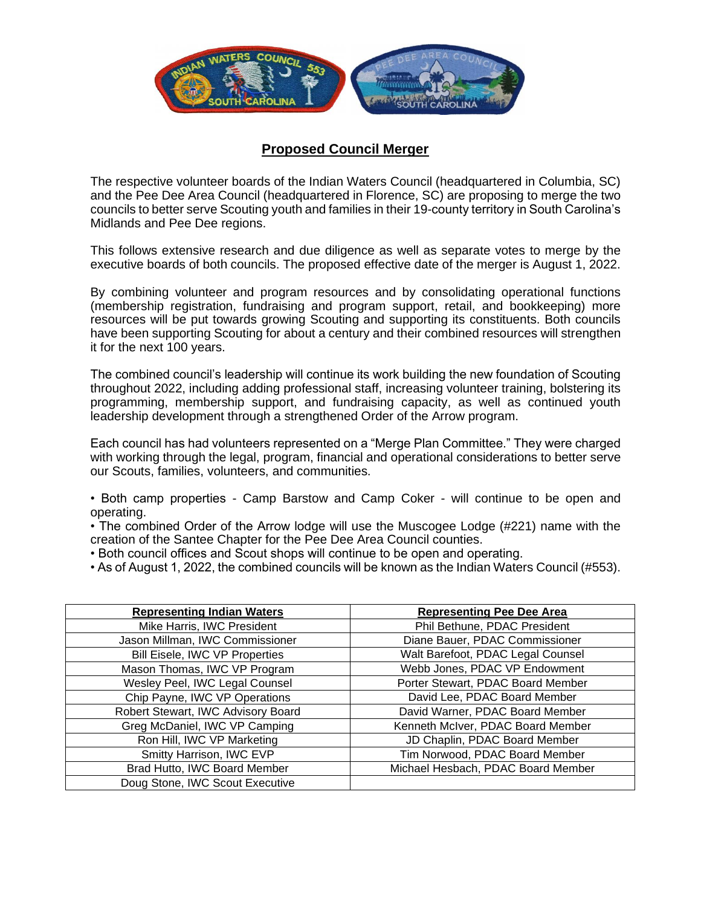## Proposed Council Merger

The respective volunteer boards of the Indian Waters Council (headquartered in Columbia, SC) and the Pee Dee Area Council (headquartered in Florence, SC) are proposing to merge the two councils to better serve Scouting youth and families in their 19-county territory in South Carolina's Midlands and Pee Dee regions.

This follows extensive research and due diligence as well as separate votes to merge by the executive boards of both councils. The proposed effective date of the merger is August 1, 2022.

By combining volunteer and program resources and by consolidating operational functions (membership registration, fundraising and program support, retail, and bookkeeping) more resources will be put towards growing Scouting and supporting its constituents. Both councils have been supporting Scouting for about a century and their combined resources will strengthen it for the next 100 years.

The combined council's leadership will continue its work building the new foundation of Scouting throughout 2022, including adding professional staff, increasing volunteer training, bolstering its programming, membership support, and fundraising capacity, as well as continued youth leadership development through a strengthened Order of the Arrow program.

Each council has had volunteers represented on a "Merge Plan Committee." They were charged with working through the legal, program, financial and operational considerations to better serve our Scouts, families, volunteers, and communities.

- Both camp properties - Camp Barstow and Camp Coker - will continue to be open and operating.
- The combined Order of the Arrow lodge will use the Muscogee Lodge (#221) name with the creation of the Santee Chapter for the Pee Dee Area Council counties.
- Both council offices and Scout shops will continue to be open and operating.
- As of August 1, 2022, the combined councils will be known as the Indian Waters Council (#553).

| Representing Indian Waters | Representing Pee Dee Area |
|---|---|
| Mike Harris, IWC President | Phil Bethune, PDAC President |
| Jason Millman, IWC Commissioner | Diane Bauer, PDAC Commissioner |
| Bill Eisele, IWC VP Properties | Walt Barefoot, PDAC Legal Counsel |
| Mason Thomas, IWC VP Program | Webb Jones, PDAC VP Endowment |
| Wesley Peel, IWC Legal Counsel | Porter Stewart, PDAC Board Member |
| Chip Payne, IWC VP Operations | David Lee, PDAC Board Member |
| Robert Stewart, IWC Advisory Board | David Warner, PDAC Board Member |
| Greg McDaniel, IWC VP Camping | Kenneth McIver, PDAC Board Member |
| Ron Hill, IWC VP Marketing | JD Chaplin, PDAC Board Member |
| Smitty Harrison, IWC EVP | Tim Norwood, PDAC Board Member |
| Brad Hutto, IWC Board Member | Michael Hesbach, PDAC Board Member |
| Doug Stone, IWC Scout Executive | |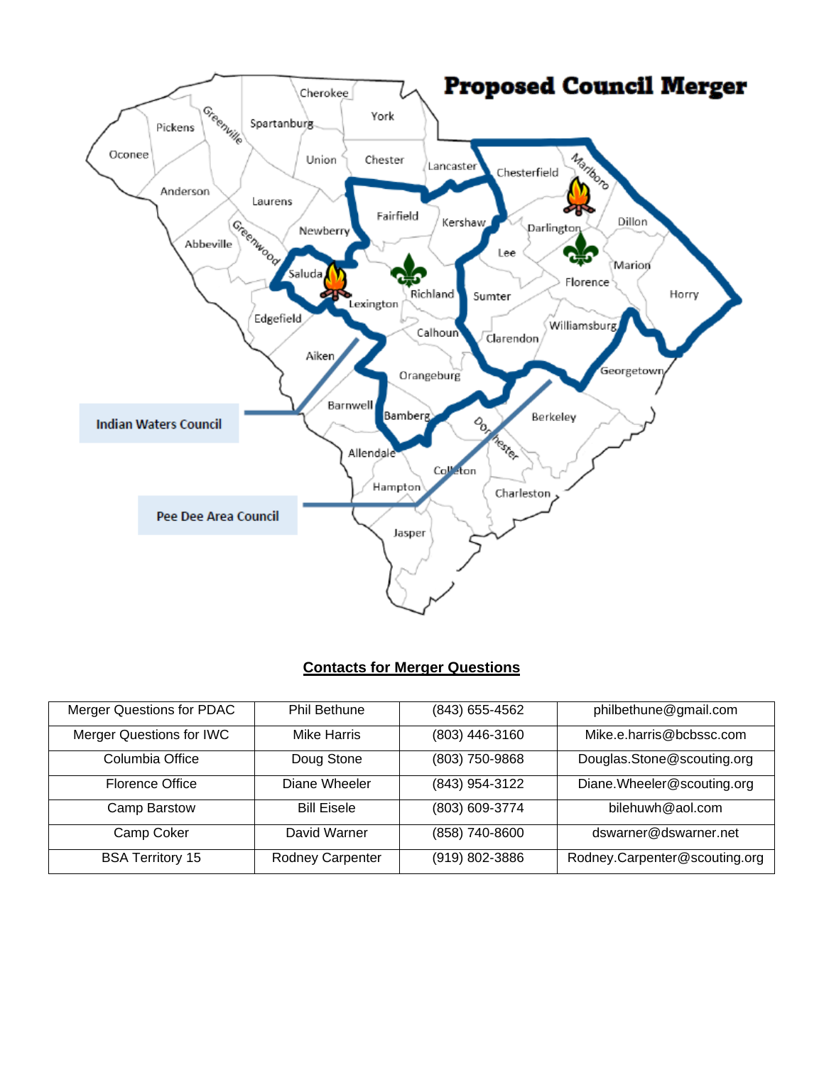# Proposed Council Merger

Indian Waters Council

Pee Dee Area Council

Cherokee
York
Greenville
Pickens
Spartanburg
Oconee
Union
Chester
Lancaster
Chesterfield
Marlboro
Anderson
Laurens
Fairfield
Kershaw
Darlington
Dillon
Newberry
Greenwood
Abbeville
Lee
Saluda
Richland
Marion
Florence
Horry
Lexington
Sumter
Edgefield
Calhoun
Clarendon
Williamsburg
Aiken
Orangeburg
Georgetown
Barnwell
Bamberg
Dorchester
Berkeley
Allendale
Colleton
Hampton
Charleston
Jasper

**Contacts for Merger Questions**

| | | | |
|---|---|---|---|
| Merger Questions for PDAC | Phil Bethune | (843) 655-4562 | philbethune@gmail.com |
| Merger Questions for IWC | Mike Harris | (803) 446-3160 | Mike.e.harris@bcbssc.com |
| Columbia Office | Doug Stone | (803) 750-9868 | Douglas.Stone@scouting.org |
| Florence Office | Diane Wheeler | (843) 954-3122 | Diane.Wheeler@scouting.org |
| Camp Barstow | Bill Eisele | (803) 609-3774 | bilehuwh@aol.com |
| Camp Coker | David Warner | (858) 740-8600 | dswarner@dswarner.net |
| BSA Territory 15 | Rodney Carpenter | (919) 802-3886 | Rodney.Carpenter@scouting.org |